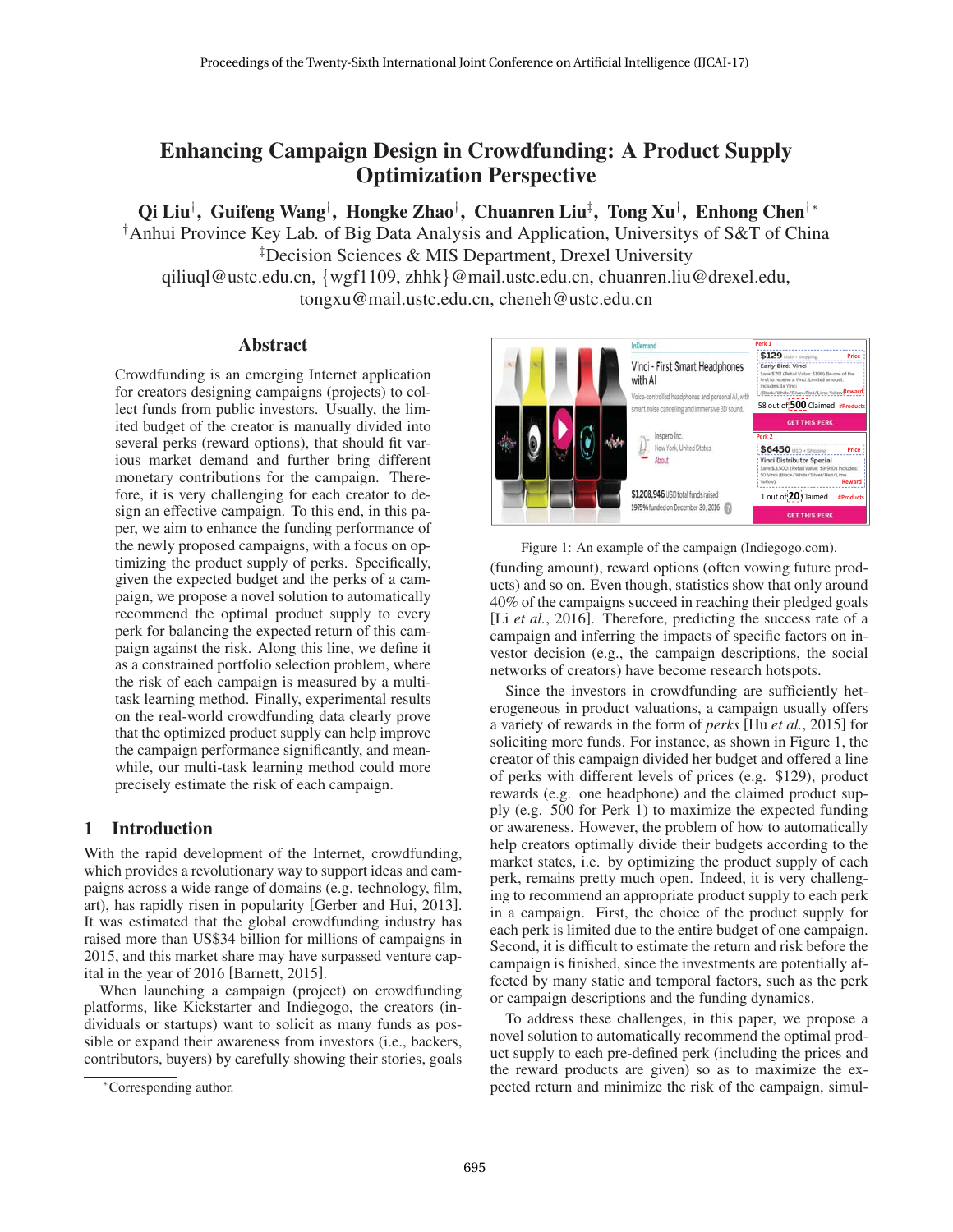# Enhancing Campaign Design in Crowdfunding: A Product Supply Optimization Perspective

**Qi Liu[†], Guifeng Wang[†], Hongke Zhao[†], Chuanren Liu[‡], Tong Xu[†], Enhong Chen[†*]**

[†]Anhui Province Key Lab. of Big Data Analysis and Application, Universitys of S&T of China
[‡]Decision Sciences & MIS Department, Drexel University
qiliuql@ustc.edu.cn, {wgf1109, zhhk}@mail.ustc.edu.cn, chuanren.liu@drexel.edu, tongxu@mail.ustc.edu.cn, cheneh@ustc.edu.cn

## Abstract

Crowdfunding is an emerging Internet application for creators designing campaigns (projects) to collect funds from public investors. Usually, the limited budget of the creator is manually divided into several perks (reward options), that should fit various market demand and further bring different monetary contributions for the campaign. Therefore, it is very challenging for each creator to design an effective campaign. To this end, in this paper, we aim to enhance the funding performance of the newly proposed campaigns, with a focus on optimizing the product supply of perks. Specifically, given the expected budget and the perks of a campaign, we propose a novel solution to automatically recommend the optimal product supply to every perk for balancing the expected return of this campaign against the risk. Along this line, we define it as a constrained portfolio selection problem, where the risk of each campaign is measured by a multi-task learning method. Finally, experimental results on the real-world crowdfunding data clearly prove that the optimized product supply can help improve the campaign performance significantly, and meanwhile, our multi-task learning method could more precisely estimate the risk of each campaign.

## 1 Introduction

With the rapid development of the Internet, crowdfunding, which provides a revolutionary way to support ideas and campaigns across a wide range of domains (e.g. technology, film, art), has rapidly risen in popularity [Gerber and Hui, 2013]. It was estimated that the global crowdfunding industry has raised more than US$34 billion for millions of campaigns in 2015, and this market share may have surpassed venture capital in the year of 2016 [Barnett, 2015].

When launching a campaign (project) on crowdfunding platforms, like Kickstarter and Indiegogo, the creators (individuals or startups) want to solicit as many funds as possible or expand their awareness from investors (i.e., backers, contributors, buyers) by carefully showing their stories, goals (funding amount), reward options (often vowing future products) and so on. Even though, statistics show that only around 40% of the campaigns succeed in reaching their pledged goals [Li *et al.*, 2016]. Therefore, predicting the success rate of a campaign and inferring the impacts of specific factors on investor decision (e.g., the campaign descriptions, the social networks of creators) have become research hotspots.

Figure 1: An example of the campaign (Indiegogo.com).

Since the investors in crowdfunding are sufficiently heterogeneous in product valuations, a campaign usually offers a variety of rewards in the form of *perks* [Hu *et al.*, 2015] for soliciting more funds. For instance, as shown in Figure 1, the creator of this campaign divided her budget and offered a line of perks with different levels of prices (e.g. $129), product rewards (e.g. one headphone) and the claimed product supply (e.g. 500 for Perk 1) to maximize the expected funding or awareness. However, the problem of how to automatically help creators optimally divide their budgets according to the market states, i.e. by optimizing the product supply of each perk, remains pretty much open. Indeed, it is very challenging to recommend an appropriate product supply to each perk in a campaign. First, the choice of the product supply for each perk is limited due to the entire budget of one campaign. Second, it is difficult to estimate the return and risk before the campaign is finished, since the investments are potentially affected by many static and temporal factors, such as the perk or campaign descriptions and the funding dynamics.

To address these challenges, in this paper, we propose a novel solution to automatically recommend the optimal product supply to each pre-defined perk (including the prices and the reward products are given) so as to maximize the expected return and minimize the risk of the campaign, simul-

[*]Corresponding author.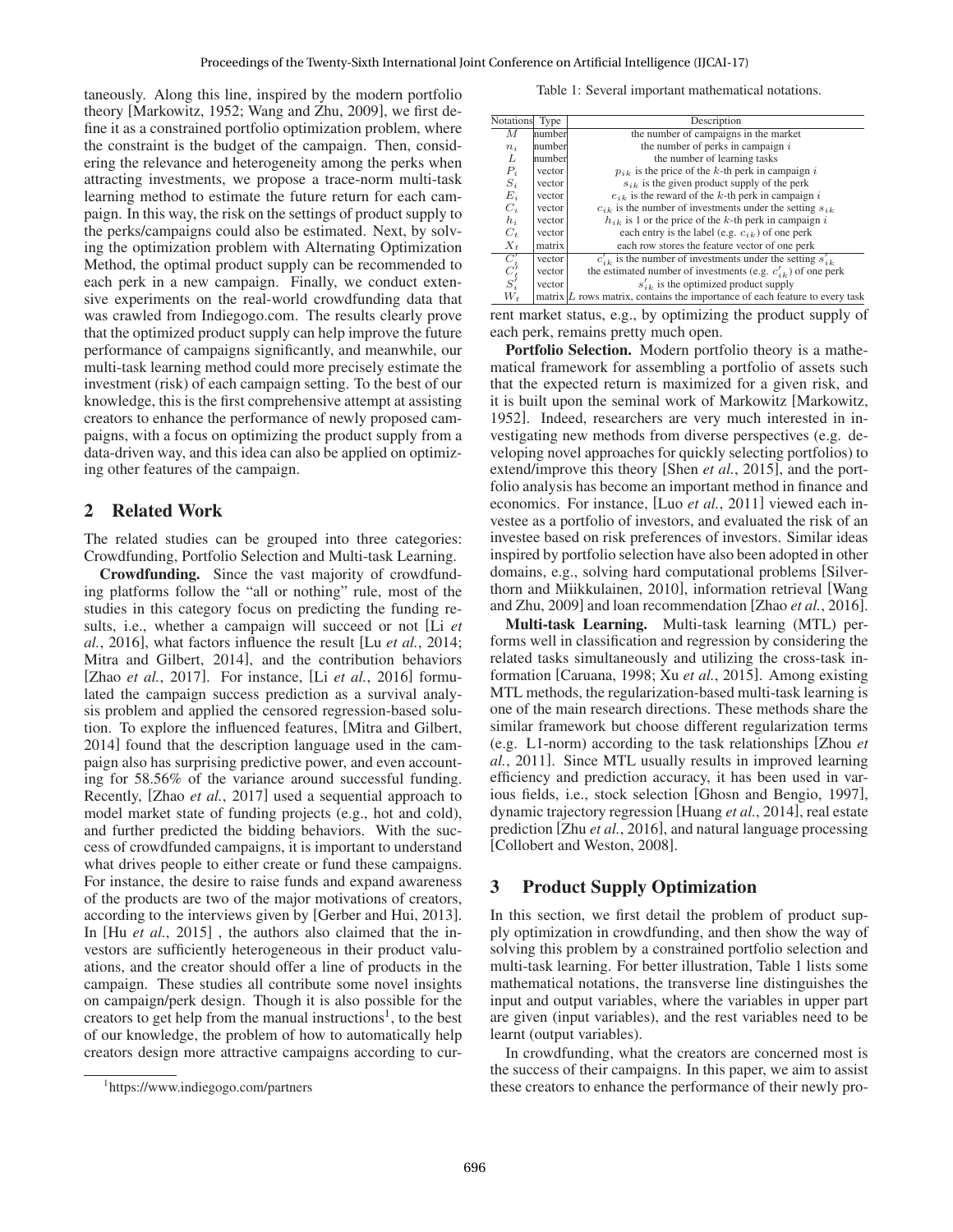taneously. Along this line, inspired by the modern portfolio theory [Markowitz, 1952; Wang and Zhu, 2009], we first define it as a constrained portfolio optimization problem, where the constraint is the budget of the campaign. Then, considering the relevance and heterogeneity among the perks when attracting investments, we propose a trace-norm multi-task learning method to estimate the future return for each campaign. In this way, the risk on the settings of product supply to the perks/campaigns could also be estimated. Next, by solving the optimization problem with Alternating Optimization Method, the optimal product supply can be recommended to each perk in a new campaign. Finally, we conduct extensive experiments on the real-world crowdfunding data that was crawled from Indiegogo.com. The results clearly prove that the optimized product supply can help improve the future performance of campaigns significantly, and meanwhile, our multi-task learning method could more precisely estimate the investment (risk) of each campaign setting. To the best of our knowledge, this is the first comprehensive attempt at assisting creators to enhance the performance of newly proposed campaigns, with a focus on optimizing the product supply from a data-driven way, and this idea can also be applied on optimizing other features of the campaign.

## 2 Related Work

The related studies can be grouped into three categories: Crowdfunding, Portfolio Selection and Multi-task Learning.

**Crowdfunding.** Since the vast majority of crowdfunding platforms follow the "all or nothing" rule, most of the studies in this category focus on predicting the funding results, i.e., whether a campaign will succeed or not [Li *et al.*, 2016], what factors influence the result [Lu *et al.*, 2014; Mitra and Gilbert, 2014], and the contribution behaviors [Zhao *et al.*, 2017]. For instance, [Li *et al.*, 2016] formulated the campaign success prediction as a survival analysis problem and applied the censored regression-based solution. To explore the influenced features, [Mitra and Gilbert, 2014] found that the description language used in the campaign also has surprising predictive power, and even accounting for 58.56% of the variance around successful funding. Recently, [Zhao *et al.*, 2017] used a sequential approach to model market state of funding projects (e.g., hot and cold), and further predicted the bidding behaviors. With the success of crowdfunded campaigns, it is important to understand what drives people to either create or fund these campaigns. For instance, the desire to raise funds and expand awareness of the products are two of the major motivations of creators, according to the interviews given by [Gerber and Hui, 2013]. In [Hu *et al.*, 2015] , the authors also claimed that the investors are sufficiently heterogeneous in their product valuations, and the creator should offer a line of products in the campaign. These studies all contribute some novel insights on campaign/perk design. Though it is also possible for the creators to get help from the manual instructions[1], to the best of our knowledge, the problem of how to automatically help creators design more attractive campaigns according to current market status, e.g., by optimizing the product supply of each perk, remains pretty much open.

[1] https://www.indiegogo.com/partners

Table 1: Several important mathematical notations.

| Notations | Type | Description |
|---|---|---|
| $M$ | number | the number of campaigns in the market |
| $n_i$ | number | the number of perks in campaign $i$ |
| $L$ | number | the number of learning tasks |
| $P_i$ | vector | $p_{ik}$ is the price of the $k$-th perk in campaign $i$ |
| $S_i$ | vector | $s_{ik}$ is the given product supply of the perk |
| $E_i$ | vector | $e_{ik}$ is the reward of the $k$-th perk in campaign $i$ |
| $C_i$ | vector | $c_{ik}$ is the number of investments under the setting $s_{ik}$ |
| $h_i$ | vector | $h_{ik}$ is 1 or the price of the $k$-th perk in campaign $i$ |
| $C_t$ | vector | each entry is the label (e.g. $c_{ik}$) of one perk |
| $X_t$ | matrix | each row stores the feature vector of one perk |
| $C'_i$ | vector | $c'_{ik}$ is the number of investments under the setting $s'_{ik}$ |
| $C'_t$ | vector | the estimated number of investments (e.g. $c'_{ik}$) of one perk |
| $S'_i$ | vector | $s'_{ik}$ is the optimized product supply |
| $W_t$ | matrix | $L$ rows matrix, contains the importance of each feature to every task |

**Portfolio Selection.** Modern portfolio theory is a mathematical framework for assembling a portfolio of assets such that the expected return is maximized for a given risk, and it is built upon the seminal work of Markowitz [Markowitz, 1952]. Indeed, researchers are very much interested in investigating new methods from diverse perspectives (e.g. developing novel approaches for quickly selecting portfolios) to extend/improve this theory [Shen *et al.*, 2015], and the portfolio analysis has become an important method in finance and economics. For instance, [Luo *et al.*, 2011] viewed each investee as a portfolio of investors, and evaluated the risk of an investee based on risk preferences of investors. Similar ideas inspired by portfolio selection have also been adopted in other domains, e.g., solving hard computational problems [Silverthorn and Miikkulainen, 2010], information retrieval [Wang and Zhu, 2009] and loan recommendation [Zhao *et al.*, 2016].

**Multi-task Learning.** Multi-task learning (MTL) performs well in classification and regression by considering the related tasks simultaneously and utilizing the cross-task information [Caruana, 1998; Xu *et al.*, 2015]. Among existing MTL methods, the regularization-based multi-task learning is one of the main research directions. These methods share the similar framework but choose different regularization terms (e.g. L1-norm) according to the task relationships [Zhou *et al.*, 2011]. Since MTL usually results in improved learning efficiency and prediction accuracy, it has been used in various fields, i.e., stock selection [Ghosn and Bengio, 1997], dynamic trajectory regression [Huang *et al.*, 2014], real estate prediction [Zhu *et al.*, 2016], and natural language processing [Collobert and Weston, 2008].

## 3 Product Supply Optimization

In this section, we first detail the problem of product supply optimization in crowdfunding, and then show the way of solving this problem by a constrained portfolio selection and multi-task learning. For better illustration, Table 1 lists some mathematical notations, the transverse line distinguishes the input and output variables, where the variables in upper part are given (input variables), and the rest variables need to be learnt (output variables).

In crowdfunding, what the creators are concerned most is the success of their campaigns. In this paper, we aim to assist these creators to enhance the performance of their newly pro-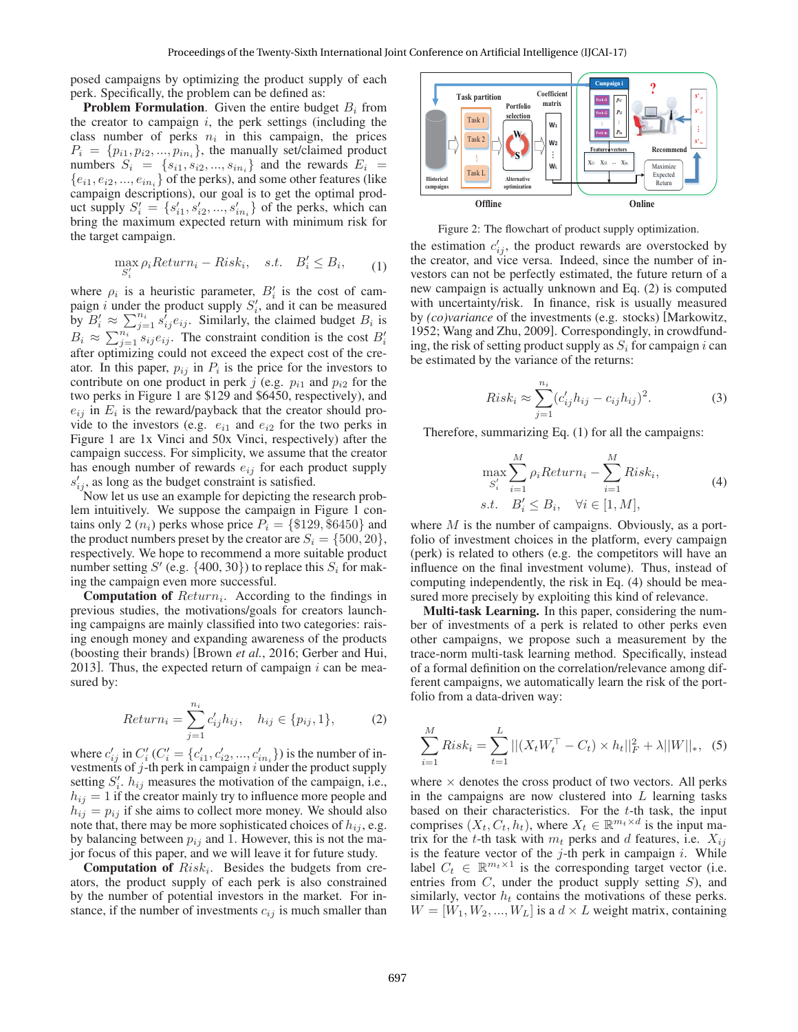posed campaigns by optimizing the product supply of each perk. Specifically, the problem can be defined as:

**Problem Formulation**. Given the entire budget $B_i$ from the creator to campaign $i$, the perk settings (including the class number of perks $n_i$ in this campaign, the prices $P_i = \{p_{i1}, p_{i2}, ..., p_{in_i}\}$, the manually set/claimed product numbers $S_i = \{s_{i1}, s_{i2}, ..., s_{in_i}\}$ and the rewards $E_i = \{e_{i1}, e_{i2}, ..., e_{in_i}\}$ of the perks), and some other features (like campaign descriptions), our goal is to get the optimal product supply $S'_i = \{s'_{i1}, s'_{i2}, ..., s'_{in_i}\}$ of the perks, which can bring the maximum expected return with minimum risk for the target campaign.

$$\max_{S'_i} \rho_i Return_i - Risk_i, \quad s.t. \quad B'_i \leq B_i, \tag{1}$$

where $\rho_i$ is a heuristic parameter, $B'_i$ is the cost of campaign $i$ under the product supply $S'_i$, and it can be measured by $B'_i \approx \sum_{j=1}^{n_i} s'_{ij} e_{ij}$. Similarly, the claimed budget $B_i$ is $B_i \approx \sum_{j=1}^{n_i} s_{ij} e_{ij}$. The constraint condition is the cost $B'_i$ after optimizing could not exceed the expect cost of the creator. In this paper, $p_{ij}$ in $P_i$ is the price for the investors to contribute on one product in perk $j$ (e.g. $p_{i1}$ and $p_{i2}$ for the two perks in Figure 1 are \$129 and \$6450, respectively), and $e_{ij}$ in $E_i$ is the reward/payback that the creator should provide to the investors (e.g. $e_{i1}$ and $e_{i2}$ for the two perks in Figure 1 are 1x Vinci and 50x Vinci, respectively) after the campaign success. For simplicity, we assume that the creator has enough number of rewards $e_{ij}$ for each product supply $s'_{ij}$, as long as the budget constraint is satisfied.

Now let us use an example for depicting the research problem intuitively. We suppose the campaign in Figure 1 contains only 2 ($n_i$) perks whose price $P_i = \{\$129, \$6450\}$ and the product numbers preset by the creator are $S_i = \{500, 20\}$, respectively. We hope to recommend a more suitable product number setting $S'$ (e.g. $\{400, 30\}$) to replace this $S_i$ for making the campaign even more successful.

**Computation of** $Return_i$. According to the findings in previous studies, the motivations/goals for creators launching campaigns are mainly classified into two categories: raising enough money and expanding awareness of the products (boosting their brands) [Brown *et al.*, 2016; Gerber and Hui, 2013]. Thus, the expected return of campaign $i$ can be measured by:

$$Return_i = \sum_{j=1}^{n_i} c'_{ij} h_{ij}, \quad h_{ij} \in \{p_{ij}, 1\}, \tag{2}$$

where $c'_{ij}$ in $C'_i$ ($C'_i = \{c'_{i1}, c'_{i2}, ..., c'_{in_i}\}$) is the number of investments of $j$-th perk in campaign $i$ under the product supply setting $S'_i$. $h_{ij}$ measures the motivation of the campaign, i.e., $h_{ij} = 1$ if the creator mainly try to influence more people and $h_{ij} = p_{ij}$ if she aims to collect more money. We should also note that, there may be more sophisticated choices of $h_{ij}$, e.g. by balancing between $p_{ij}$ and 1. However, this is not the major focus of this paper, and we will leave it for future study.

**Computation of** $Risk_i$. Besides the budgets from creators, the product supply of each perk is also constrained by the number of potential investors in the market. For instance, if the number of investments $c_{ij}$ is much smaller than the estimation $c'_{ij}$, the product rewards are overstocked by the creator, and vice versa. Indeed, since the number of investors can not be perfectly estimated, the future return of a new campaign is actually unknown and Eq. (2) is computed with uncertainty/risk. In finance, risk is usually measured by *(co)variance* of the investments (e.g. stocks) [Markowitz, 1952; Wang and Zhu, 2009]. Correspondingly, in crowdfunding, the risk of setting product supply as $S_i$ for campaign $i$ can be estimated by the variance of the returns:

Figure 2: The flowchart of product supply optimization.

$$Risk_i \approx \sum_{j=1}^{n_i} (c'_{ij} h_{ij} - c_{ij} h_{ij})^2. \tag{3}$$

Therefore, summarizing Eq. (1) for all the campaigns:

$$\begin{aligned} \max_{S'_i} \sum_{i=1}^{M} \rho_i Return_i - \sum_{i=1}^{M} Risk_i, \\ s.t. \quad B'_i \leq B_i, \quad \forall i \in [1, M], \end{aligned} \tag{4}$$

where $M$ is the number of campaigns. Obviously, as a portfolio of investment choices in the platform, every campaign (perk) is related to others (e.g. the competitors will have an influence on the final investment volume). Thus, instead of computing independently, the risk in Eq. (4) should be measured more precisely by exploiting this kind of relevance.

**Multi-task Learning.** In this paper, considering the number of investments of a perk is related to other perks even other campaigns, we propose such a measurement by the trace-norm multi-task learning method. Specifically, instead of a formal definition on the correlation/relevance among different campaigns, we automatically learn the risk of the portfolio from a data-driven way:

$$\sum_{i=1}^{M} Risk_i = \sum_{t=1}^{L} ||(X_t W_t^\top - C_t) \times h_t||_F^2 + \lambda ||W||_*, \tag{5}$$

where $\times$ denotes the cross product of two vectors. All perks in the campaigns are now clustered into $L$ learning tasks based on their characteristics. For the $t$-th task, the input comprises $(X_t, C_t, h_t)$, where $X_t \in \mathbb{R}^{m_t \times d}$ is the input matrix for the $t$-th task with $m_t$ perks and $d$ features, i.e. $X_{ij}$ is the feature vector of the $j$-th perk in campaign $i$. While label $C_t \in \mathbb{R}^{m_t \times 1}$ is the corresponding target vector (i.e. entries from $C$, under the product supply setting $S$), and similarly, vector $h_t$ contains the motivations of these perks. $W = [W_1, W_2, ..., W_L]$ is a $d \times L$ weight matrix, containing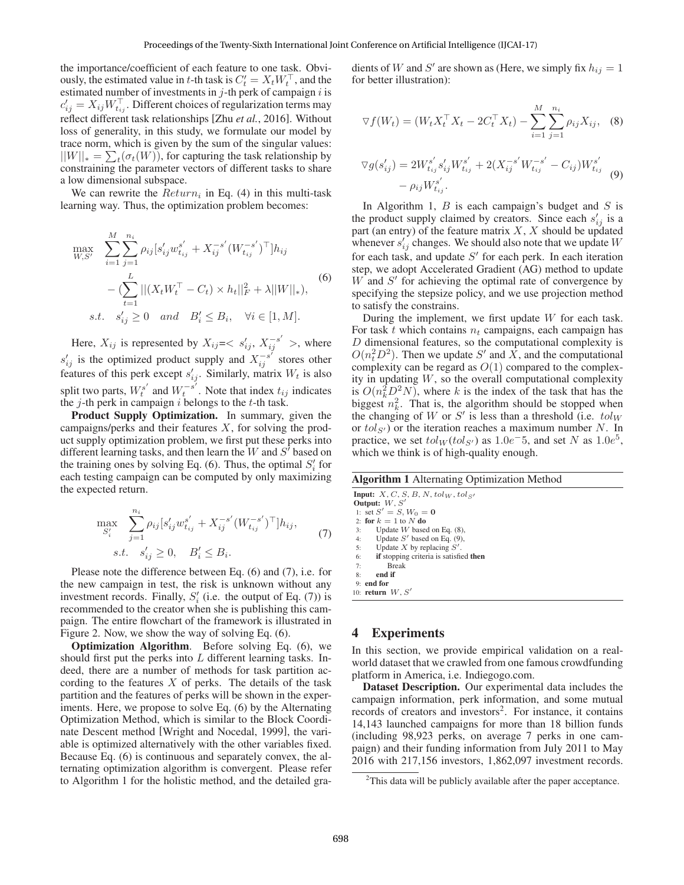the importance/coefficient of each feature to one task. Obviously, the estimated value in $t$-th task is $C_t' = X_t W_t^\top$, and the estimated number of investments in $j$-th perk of campaign $i$ is $c_{ij}' = X_{ij} W_{t_{ij}}^\top$. Different choices of regularization terms may reflect different task relationships [Zhu *et al.*, 2016]. Without loss of generality, in this study, we formulate our model by trace norm, which is given by the sum of the singular values: $||W||_* = \sum_t (\sigma_t(W))$, for capturing the task relationship by constraining the parameter vectors of different tasks to share a low dimensional subspace.

We can rewrite the $Return_i$ in Eq. (4) in this multi-task learning way. Thus, the optimization problem becomes:

$$\begin{aligned} \max_{W,S'} \quad & \sum_{i=1}^{M} \sum_{j=1}^{n_i} \rho_{ij} [s_{ij}' w_{t_{ij}}^{s'} + X_{ij}^{-s'} (W_{t_{ij}}^{-s'})^\top] h_{ij} \\ & - (\sum_{t=1}^{L} ||(X_t W_t^\top - C_t) \times h_t||_F^2 + \lambda ||W||_*), \\ s.t. \quad & s_{ij}' \geq 0 \quad and \quad B_i' \leq B_i, \quad \forall i \in [1, M]. \end{aligned} \tag{6}$$

Here, $X_{ij}$ is represented by $X_{ij}$=< $s_{ij}'$, $X_{ij}^{-s'}$ >, where $s_{ij}'$ is the optimized product supply and $X_{ij}^{-s'}$ stores other features of this perk except $s_{ij}'$. Similarly, matrix $W_t$ is also split two parts, $W_t^{s'}$ and $W_t^{-s'}$. Note that index $t_{ij}$ indicates the $j$-th perk in campaign $i$ belongs to the $t$-th task.

**Product Supply Optimization.** In summary, given the campaigns/perks and their features $X$, for solving the product supply optimization problem, we first put these perks into different learning tasks, and then learn the $W$ and $S'$ based on the training ones by solving Eq. (6). Thus, the optimal $S_i'$ for each testing campaign can be computed by only maximizing the expected return.

$$\begin{aligned} \max_{S_i'} \quad & \sum_{j=1}^{n_i} \rho_{ij} [s_{ij}' w_{t_{ij}}^{s'} + X_{ij}^{-s'} (W_{t_{ij}}^{-s'})^\top] h_{ij}, \\ s.t. \quad & s_{ij}' \geq 0, \quad B_i' \leq B_i. \end{aligned} \tag{7}$$

Please note the difference between Eq. (6) and (7), i.e. for the new campaign in test, the risk is unknown without any investment records. Finally, $S_i'$ (i.e. the output of Eq. (7)) is recommended to the creator when she is publishing this campaign. The entire flowchart of the framework is illustrated in Figure 2. Now, we show the way of solving Eq. (6).

**Optimization Algorithm**. Before solving Eq. (6), we should first put the perks into $L$ different learning tasks. Indeed, there are a number of methods for task partition according to the features $X$ of perks. The details of the task partition and the features of perks will be shown in the experiments. Here, we propose to solve Eq. (6) by the Alternating Optimization Method, which is similar to the Block Coordinate Descent method [Wright and Nocedal, 1999], the variable is optimized alternatively with the other variables fixed. Because Eq. (6) is continuous and separately convex, the alternating optimization algorithm is convergent. Please refer to Algorithm 1 for the holistic method, and the detailed gradients of $W$ and $S'$ are shown as (Here, we simply fix $h_{ij} = 1$ for better illustration):

$$\triangledown f(W_t) = (W_t X_t^\top X_t - 2C_t^\top X_t) - \sum_{i=1}^{M} \sum_{j=1}^{n_i} \rho_{ij} X_{ij}, \tag{8}$$

$$\begin{aligned} \triangledown g(s_{ij}') = & 2W_{t_{ij}}^{s'} s_{ij}' W_{t_{ij}}^{s'} + 2(X_{ij}^{-s'} W_{t_{ij}}^{-s'} - C_{ij}) W_{t_{ij}}^{s'} \\ & - \rho_{ij} W_{t_{ij}}^{s'}. \end{aligned} \tag{9}$$

In Algorithm 1, $B$ is each campaign's budget and $S$ is the product supply claimed by creators. Since each $s_{ij}'$ is a part (an entry) of the feature matrix $X$, $X$ should be updated whenever $s_{ij}'$ changes. We should also note that we update $W$ for each task, and update $S'$ for each perk. In each iteration step, we adopt Accelerated Gradient (AG) method to update $W$ and $S'$ for achieving the optimal rate of convergence by specifying the stepsize policy, and we use projection method to satisfy the constrains.

During the implement, we first update $W$ for each task. For task $t$ which contains $n_t$ campaigns, each campaign has $D$ dimensional features, so the computational complexity is $O(n_t^2 D^2)$. Then we update $S'$ and $X$, and the computational complexity can be regard as $O(1)$ compared to the complexity in updating $W$, so the overall computational complexity is $O(n_k^2 D^2 N)$, where $k$ is the index of the task that has the biggest $n_k^2$. That is, the algorithm should be stopped when the changing of $W$ or $S'$ is less than a threshold (i.e. $tol_W$ or $tol_{S'}$) or the iteration reaches a maximum number $N$. In practice, we set $tol_W(tol_{S'})$ as $1.0e^{-}5$, and set $N$ as $1.0e^5$, which we think is of high-quality enough.

**Algorithm 1** Alternating Optimization Method

```
Input: X, C, S, B, N, tol_W, tol_S'
Output: W, S'
1: set S' = S, W_0 = 0
2: for k = 1 to N do
3:     Update W based on Eq. (8),
4:     Update S' based on Eq. (9),
5:     Update X by replacing S'.
6:     if stopping criteria is satisfied then
7:         Break
8:     end if
9: end for
10: return W, S'
```

## 4 Experiments

In this section, we provide empirical validation on a real-world dataset that we crawled from one famous crowdfunding platform in America, i.e. Indiegogo.com.

**Dataset Description.** Our experimental data includes the campaign information, perk information, and some mutual records of creators and investors[2]. For instance, it contains 14,143 launched campaigns for more than 18 billion funds (including 98,923 perks, on average 7 perks in one campaign) and their funding information from July 2011 to May 2016 with 217,156 investors, 1,862,097 investment records.

[2]This data will be publicly available after the paper acceptance.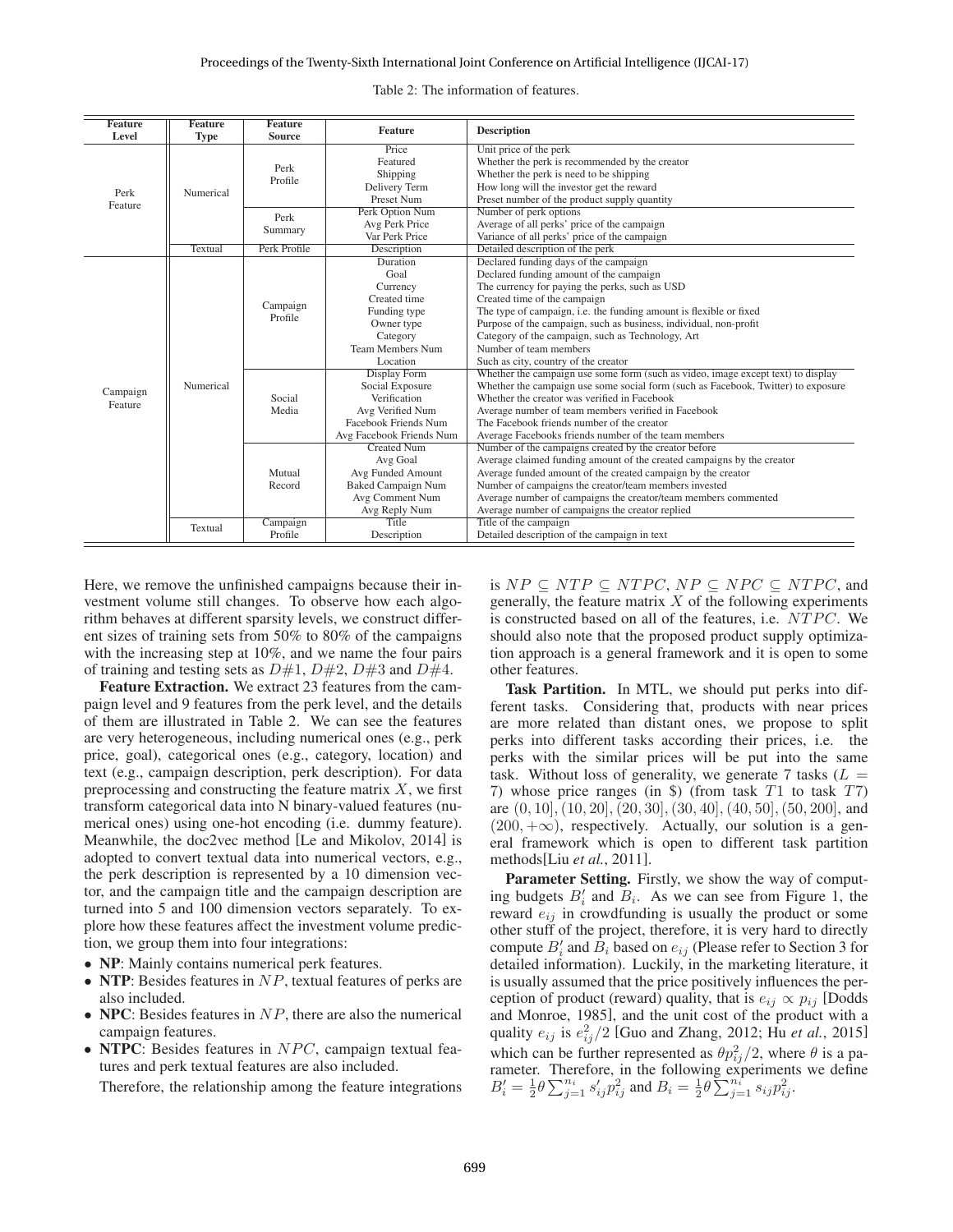Table 2: The information of features.

| Feature Level | Feature Type | Feature Source | Feature | Description |
|---|---|---|---|---|
| Perk Feature | Numerical | Perk Profile | Price | Unit price of the perk |
| | | | Featured | Whether the perk is recommended by the creator |
| | | | Shipping | Whether the perk is need to be shipping |
| | | | Delivery Term | How long will the investor get the reward |
| | | | Preset Num | Preset number of the product supply quantity |
| | | Perk Summary | Perk Option Num | Number of perk options |
| | | | Avg Perk Price | Average of all perks' price of the campaign |
| | | | Var Perk Price | Variance of all perks' price of the campaign |
| | Textual | Perk Profile | Description | Detailed description of the perk |
| Campaign Feature | Numerical | Campaign Profile | Duration | Declared funding days of the campaign |
| | | | Goal | Declared funding amount of the campaign |
| | | | Currency | The currency for paying the perks, such as USD |
| | | | Created time | Created time of the campaign |
| | | | Funding type | The type of campaign, i.e. the funding amount is flexible or fixed |
| | | | Owner type | Purpose of the campaign, such as business, individual, non-profit |
| | | | Category | Category of the campaign, such as Technology, Art |
| | | | Team Members Num | Number of team members |
| | | | Location | Such as city, country of the creator |
| | | Social Media | Display Form | Whether the campaign use some form (such as video, image except text) to display |
| | | | Social Exposure | Whether the campaign use some social form (such as Facebook, Twitter) to exposure |
| | | | Verification | Whether the creator was verified in Facebook |
| | | | Avg Verified Num | Average number of team members verified in Facebook |
| | | | Facebook Friends Num | The Facebook friends number of the creator |
| | | | Avg Facebook Friends Num | Average Facebooks friends number of the team members |
| | | Mutual Record | Created Num | Number of the campaigns created by the creator before |
| | | | Avg Goal | Average claimed funding amount of the created campaigns by the creator |
| | | | Avg Funded Amount | Average funded amount of the created campaign by the creator |
| | | | Baked Campaign Num | Number of campaigns the creator/team members invested |
| | | | Avg Comment Num | Average number of campaigns the creator/team members commented |
| | | | Avg Reply Num | Average number of campaigns the creator replied |
| | Textual | Campaign Profile | Title | Title of the campaign |
| | | | Description | Detailed description of the campaign in text |

Here, we remove the unfinished campaigns because their investment volume still changes. To observe how each algorithm behaves at different sparsity levels, we construct different sizes of training sets from 50% to 80% of the campaigns with the increasing step at 10%, and we name the four pairs of training and testing sets as $D\#1$, $D\#2$, $D\#3$ and $D\#4$.

**Feature Extraction.** We extract 23 features from the campaign level and 9 features from the perk level, and the details of them are illustrated in Table 2. We can see the features are very heterogeneous, including numerical ones (e.g., perk price, goal), categorical ones (e.g., category, location) and text (e.g., campaign description, perk description). For data preprocessing and constructing the feature matrix $X$, we first transform categorical data into N binary-valued features (numerical ones) using one-hot encoding (i.e. dummy feature). Meanwhile, the doc2vec method [Le and Mikolov, 2014] is adopted to convert textual data into numerical vectors, e.g., the perk description is represented by a 10 dimension vector, and the campaign title and the campaign description are turned into 5 and 100 dimension vectors separately. To explore how these features affect the investment volume prediction, we group them into four integrations:

- **NP**: Mainly contains numerical perk features.
- **NTP**: Besides features in $NP$, textual features of perks are also included.
- **NPC**: Besides features in $NP$, there are also the numerical campaign features.
- **NTPC**: Besides features in $NPC$, campaign textual features and perk textual features are also included.

Therefore, the relationship among the feature integrations is $NP \subseteq NTP \subseteq NTPC$, $NP \subseteq NPC \subseteq NTPC$, and generally, the feature matrix $X$ of the following experiments is constructed based on all of the features, i.e. $NTPC$. We should also note that the proposed product supply optimization approach is a general framework and it is open to some other features.

**Task Partition.** In MTL, we should put perks into different tasks. Considering that, products with near prices are more related than distant ones, we propose to split perks into different tasks according their prices, i.e. the perks with the similar prices will be put into the same task. Without loss of generality, we generate 7 tasks ($L = 7$) whose price ranges (in \$) (from task $T1$ to task $T7$) are $(0, 10]$, $(10, 20]$, $(20, 30]$, $(30, 40]$, $(40, 50]$, $(50, 200]$, and $(200, +\infty)$, respectively. Actually, our solution is a general framework which is open to different task partition methods[Liu *et al.*, 2011].

**Parameter Setting.** Firstly, we show the way of computing budgets $B_i'$ and $B_i$. As we can see from Figure 1, the reward $e_{ij}$ in crowdfunding is usually the product or some other stuff of the project, therefore, it is very hard to directly compute $B_i'$ and $B_i$ based on $e_{ij}$ (Please refer to Section 3 for detailed information). Luckily, in the marketing literature, it is usually assumed that the price positively influences the perception of product (reward) quality, that is $e_{ij} \propto p_{ij}$ [Dodds and Monroe, 1985], and the unit cost of the product with a quality $e_{ij}$ is $e_{ij}^2/2$ [Guo and Zhang, 2012; Hu *et al.*, 2015] which can be further represented as $\theta p_{ij}^2/2$, where $\theta$ is a parameter. Therefore, in the following experiments we define $B_i' = \frac{1}{2}\theta \sum_{j=1}^{n_i} s_{ij}' p_{ij}^2$ and $B_i = \frac{1}{2}\theta \sum_{j=1}^{n_i} s_{ij} p_{ij}^2$.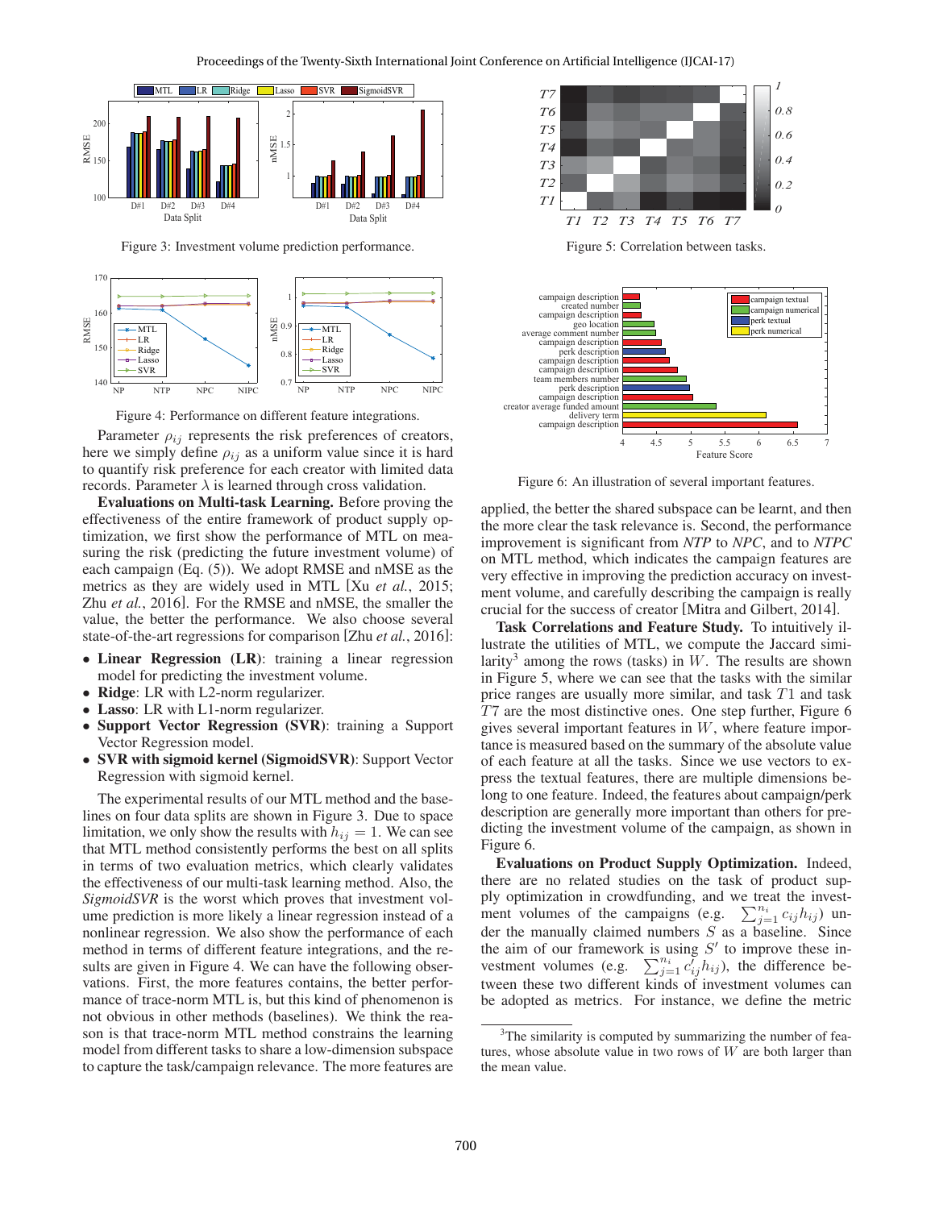Figure 3: Investment volume prediction performance.

Figure 4: Performance on different feature integrations.

Parameter $\rho_{ij}$ represents the risk preferences of creators, here we simply define $\rho_{ij}$ as a uniform value since it is hard to quantify risk preference for each creator with limited data records. Parameter $\lambda$ is learned through cross validation.

**Evaluations on Multi-task Learning.** Before proving the effectiveness of the entire framework of product supply optimization, we first show the performance of MTL on measuring the risk (predicting the future investment volume) of each campaign (Eq. (5)). We adopt RMSE and nMSE as the metrics as they are widely used in MTL [Xu *et al.*, 2015; Zhu *et al.*, 2016]. For the RMSE and nMSE, the smaller the value, the better the performance. We also choose several state-of-the-art regressions for comparison [Zhu *et al.*, 2016]:

- **Linear Regression (LR)**: training a linear regression model for predicting the investment volume.
- **Ridge**: LR with L2-norm regularizer.
- **Lasso**: LR with L1-norm regularizer.
- **Support Vector Regression (SVR)**: training a Support Vector Regression model.
- **SVR with sigmoid kernel (SigmoidSVR)**: Support Vector Regression with sigmoid kernel.

The experimental results of our MTL method and the baselines on four data splits are shown in Figure 3. Due to space limitation, we only show the results with $h_{ij} = 1$. We can see that MTL method consistently performs the best on all splits in terms of two evaluation metrics, which clearly validates the effectiveness of our multi-task learning method. Also, the *SigmoidSVR* is the worst which proves that investment volume prediction is more likely a linear regression instead of a nonlinear regression. We also show the performance of each method in terms of different feature integrations, and the results are given in Figure 4. We can have the following observations. First, the more features contains, the better performance of trace-norm MTL is, but this kind of phenomenon is not obvious in other methods (baselines). We think the reason is that trace-norm MTL method constrains the learning model from different tasks to share a low-dimension subspace to capture the task/campaign relevance. The more features are applied, the better the shared subspace can be learnt, and then the more clear the task relevance is. Second, the performance improvement is significant from *NTP* to *NPC*, and to *NTPC* on MTL method, which indicates the campaign features are very effective in improving the prediction accuracy on investment volume, and carefully describing the campaign is really crucial for the success of creator [Mitra and Gilbert, 2014].

Figure 5: Correlation between tasks.

Figure 6: An illustration of several important features.

**Task Correlations and Feature Study.** To intuitively illustrate the utilities of MTL, we compute the Jaccard similarity[3] among the rows (tasks) in $W$. The results are shown in Figure 5, where we can see that the tasks with the similar price ranges are usually more similar, and task $T1$ and task $T7$ are the most distinctive ones. One step further, Figure 6 gives several important features in $W$, where feature importance is measured based on the summary of the absolute value of each feature at all the tasks. Since we use vectors to express the textual features, there are multiple dimensions belong to one feature. Indeed, the features about campaign/perk description are generally more important than others for predicting the investment volume of the campaign, as shown in Figure 6.

**Evaluations on Product Supply Optimization.** Indeed, there are no related studies on the task of product supply optimization in crowdfunding, and we treat the investment volumes of the campaigns (e.g. $\sum_{j=1}^{n_i} c_{ij}h_{ij}$) under the manually claimed numbers $S$ as a baseline. Since the aim of our framework is using $S'$ to improve these investment volumes (e.g. $\sum_{j=1}^{n_i} c'_{ij}h_{ij}$), the difference between these two different kinds of investment volumes can be adopted as metrics. For instance, we define the metric

[3] The similarity is computed by summarizing the number of features, whose absolute value in two rows of $W$ are both larger than the mean value.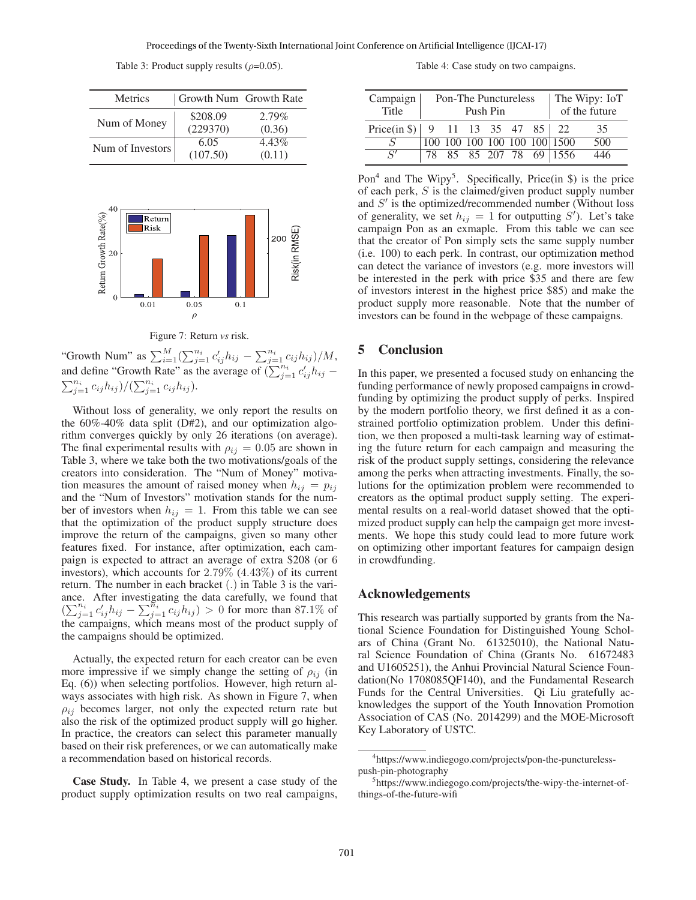Table 3: Product supply results ($\rho$=0.05).

| Metrics | Growth Num | Growth Rate |
|---|---|---|
| Num of Money | \$208.09 (229370) | 2.79% (0.36) |
| Num of Investors | 6.05 (107.50) | 4.43% (0.11) |

Figure 7: Return *vs* risk.

"Growth Num" as $\sum_{i=1}^{M}(\sum_{j=1}^{n_i} c'_{ij}h_{ij} - \sum_{j=1}^{n_i} c_{ij}h_{ij})/M$, and define "Growth Rate" as the average of $(\sum_{j=1}^{n_i} c'_{ij}h_{ij} - \sum_{j=1}^{n_i} c_{ij}h_{ij})/(\sum_{j=1}^{n_i} c_{ij}h_{ij})$.

Without loss of generality, we only report the results on the 60%-40% data split (D#2), and our optimization algorithm converges quickly by only 26 iterations (on average). The final experimental results with $\rho_{ij} = 0.05$ are shown in Table 3, where we take both the two motivations/goals of the creators into consideration. The "Num of Money" motivation measures the amount of raised money when $h_{ij} = p_{ij}$ and the "Num of Investors" motivation stands for the number of investors when $h_{ij} = 1$. From this table we can see that the optimization of the product supply structure does improve the return of the campaigns, given so many other features fixed. For instance, after optimization, each campaign is expected to attract an average of extra \$208 (or 6 investors), which accounts for 2.79% (4.43%) of its current return. The number in each bracket (.) in Table 3 is the variance. After investigating the data carefully, we found that $(\sum_{j=1}^{n_i} c'_{ij}h_{ij} - \sum_{j=1}^{n_i} c_{ij}h_{ij}) > 0$ for more than 87.1% of the campaigns, which means most of the product supply of the campaigns should be optimized.

Actually, the expected return for each creator can be even more impressive if we simply change the setting of $\rho_{ij}$ (in Eq. (6)) when selecting portfolios. However, high return always associates with high risk. As shown in Figure 7, when $\rho_{ij}$ becomes larger, not only the expected return rate but also the risk of the optimized product supply will go higher. In practice, the creators can select this parameter manually based on their risk preferences, or we can automatically make a recommendation based on historical records.

**Case Study.** In Table 4, we present a case study of the product supply optimization results on two real campaigns, Pon[4] and The Wipy[5]. Specifically, Price(in \$) is the price of each perk, $S$ is the claimed/given product supply number and $S'$ is the optimized/recommended number (Without loss of generality, we set $h_{ij} = 1$ for outputting $S'$). Let's take campaign Pon as an exmaple. From this table we can see that the creator of Pon simply sets the same supply number (i.e. 100) to each perk. In contrast, our optimization method can detect the variance of investors (e.g. more investors will be interested in the perk with price \$35 and there are few of investors interest in the highest price \$85) and make the product supply more reasonable. Note that the number of investors can be found in the webpage of these campaigns.

Table 4: Case study on two campaigns.

| Campaign Title | Pon-The Punctureless Push Pin | | | | | | The Wipy: IoT of the future | |
|---|---|---|---|---|---|---|---|---|
| Price(in \$) | 9 | 11 | 13 | 35 | 47 | 85 | 22 | 35 |
| $S$ | 100 | 100 | 100 | 100 | 100 | 100 | 1500 | 500 |
| $S'$ | 78 | 85 | 85 | 207 | 78 | 69 | 1556 | 446 |

## 5 Conclusion

In this paper, we presented a focused study on enhancing the funding performance of newly proposed campaigns in crowdfunding by optimizing the product supply of perks. Inspired by the modern portfolio theory, we first defined it as a constrained portfolio optimization problem. Under this definition, we then proposed a multi-task learning way of estimating the future return for each campaign and measuring the risk of the product supply settings, considering the relevance among the perks when attracting investments. Finally, the solutions for the optimization problem were recommended to creators as the optimal product supply setting. The experimental results on a real-world dataset showed that the optimized product supply can help the campaign get more investments. We hope this study could lead to more future work on optimizing other important features for campaign design in crowdfunding.

## Acknowledgements

This research was partially supported by grants from the National Science Foundation for Distinguished Young Scholars of China (Grant No. 61325010), the National Natural Science Foundation of China (Grants No. 61672483 and U1605251), the Anhui Provincial Natural Science Foundation(No 1708085QF140), and the Fundamental Research Funds for the Central Universities. Qi Liu gratefully acknowledges the support of the Youth Innovation Promotion Association of CAS (No. 2014299) and the MOE-Microsoft Key Laboratory of USTC.

[4] https://www.indiegogo.com/projects/pon-the-punctureless-push-pin-photography

[5] https://www.indiegogo.com/projects/the-wipy-the-internet-of-things-of-the-future-wifi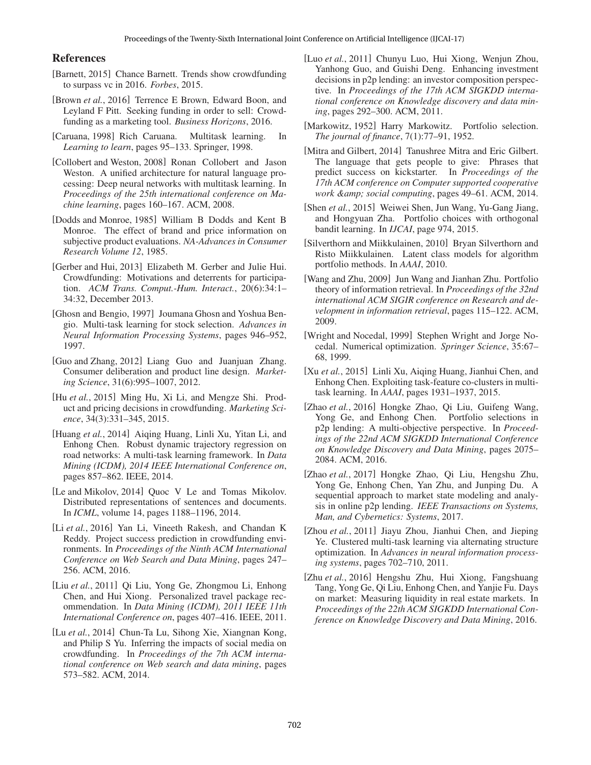## References

[Barnett, 2015] Chance Barnett. Trends show crowdfunding to surpass vc in 2016. *Forbes*, 2015.

[Brown *et al.*, 2016] Terrence E Brown, Edward Boon, and Leyland F Pitt. Seeking funding in order to sell: Crowdfunding as a marketing tool. *Business Horizons*, 2016.

[Caruana, 1998] Rich Caruana. Multitask learning. In *Learning to learn*, pages 95–133. Springer, 1998.

[Collobert and Weston, 2008] Ronan Collobert and Jason Weston. A unified architecture for natural language processing: Deep neural networks with multitask learning. In *Proceedings of the 25th international conference on Machine learning*, pages 160–167. ACM, 2008.

[Dodds and Monroe, 1985] William B Dodds and Kent B Monroe. The effect of brand and price information on subjective product evaluations. *NA-Advances in Consumer Research Volume 12*, 1985.

[Gerber and Hui, 2013] Elizabeth M. Gerber and Julie Hui. Crowdfunding: Motivations and deterrents for participation. *ACM Trans. Comput.-Hum. Interact.*, 20(6):34:1–34:32, December 2013.

[Ghosn and Bengio, 1997] Joumana Ghosn and Yoshua Bengio. Multi-task learning for stock selection. *Advances in Neural Information Processing Systems*, pages 946–952, 1997.

[Guo and Zhang, 2012] Liang Guo and Juanjuan Zhang. Consumer deliberation and product line design. *Marketing Science*, 31(6):995–1007, 2012.

[Hu *et al.*, 2015] Ming Hu, Xi Li, and Mengze Shi. Product and pricing decisions in crowdfunding. *Marketing Science*, 34(3):331–345, 2015.

[Huang *et al.*, 2014] Aiqing Huang, Linli Xu, Yitan Li, and Enhong Chen. Robust dynamic trajectory regression on road networks: A multi-task learning framework. In *Data Mining (ICDM), 2014 IEEE International Conference on*, pages 857–862. IEEE, 2014.

[Le and Mikolov, 2014] Quoc V Le and Tomas Mikolov. Distributed representations of sentences and documents. In *ICML*, volume 14, pages 1188–1196, 2014.

[Li *et al.*, 2016] Yan Li, Vineeth Rakesh, and Chandan K Reddy. Project success prediction in crowdfunding environments. In *Proceedings of the Ninth ACM International Conference on Web Search and Data Mining*, pages 247–256. ACM, 2016.

[Liu *et al.*, 2011] Qi Liu, Yong Ge, Zhongmou Li, Enhong Chen, and Hui Xiong. Personalized travel package recommendation. In *Data Mining (ICDM), 2011 IEEE 11th International Conference on*, pages 407–416. IEEE, 2011.

[Lu *et al.*, 2014] Chun-Ta Lu, Sihong Xie, Xiangnan Kong, and Philip S Yu. Inferring the impacts of social media on crowdfunding. In *Proceedings of the 7th ACM international conference on Web search and data mining*, pages 573–582. ACM, 2014.

[Luo *et al.*, 2011] Chunyu Luo, Hui Xiong, Wenjun Zhou, Yanhong Guo, and Guishi Deng. Enhancing investment decisions in p2p lending: an investor composition perspective. In *Proceedings of the 17th ACM SIGKDD international conference on Knowledge discovery and data mining*, pages 292–300. ACM, 2011.

[Markowitz, 1952] Harry Markowitz. Portfolio selection. *The journal of finance*, 7(1):77–91, 1952.

[Mitra and Gilbert, 2014] Tanushree Mitra and Eric Gilbert. The language that gets people to give: Phrases that predict success on kickstarter. In *Proceedings of the 17th ACM conference on Computer supported cooperative work &amp; social computing*, pages 49–61. ACM, 2014.

[Shen *et al.*, 2015] Weiwei Shen, Jun Wang, Yu-Gang Jiang, and Hongyuan Zha. Portfolio choices with orthogonal bandit learning. In *IJCAI*, page 974, 2015.

[Silverthorn and Miikkulainen, 2010] Bryan Silverthorn and Risto Miikkulainen. Latent class models for algorithm portfolio methods. In *AAAI*, 2010.

[Wang and Zhu, 2009] Jun Wang and Jianhan Zhu. Portfolio theory of information retrieval. In *Proceedings of the 32nd international ACM SIGIR conference on Research and development in information retrieval*, pages 115–122. ACM, 2009.

[Wright and Nocedal, 1999] Stephen Wright and Jorge Nocedal. Numerical optimization. *Springer Science*, 35:67–68, 1999.

[Xu *et al.*, 2015] Linli Xu, Aiqing Huang, Jianhui Chen, and Enhong Chen. Exploiting task-feature co-clusters in multi-task learning. In *AAAI*, pages 1931–1937, 2015.

[Zhao *et al.*, 2016] Hongke Zhao, Qi Liu, Guifeng Wang, Yong Ge, and Enhong Chen. Portfolio selections in p2p lending: A multi-objective perspective. In *Proceedings of the 22nd ACM SIGKDD International Conference on Knowledge Discovery and Data Mining*, pages 2075–2084. ACM, 2016.

[Zhao *et al.*, 2017] Hongke Zhao, Qi Liu, Hengshu Zhu, Yong Ge, Enhong Chen, Yan Zhu, and Junping Du. A sequential approach to market state modeling and analysis in online p2p lending. *IEEE Transactions on Systems, Man, and Cybernetics: Systems*, 2017.

[Zhou *et al.*, 2011] Jiayu Zhou, Jianhui Chen, and Jieping Ye. Clustered multi-task learning via alternating structure optimization. In *Advances in neural information processing systems*, pages 702–710, 2011.

[Zhu *et al.*, 2016] Hengshu Zhu, Hui Xiong, Fangshuang Tang, Yong Ge, Qi Liu, Enhong Chen, and Yanjie Fu. Days on market: Measuring liquidity in real estate markets. In *Proceedings of the 22th ACM SIGKDD International Conference on Knowledge Discovery and Data Mining*, 2016.